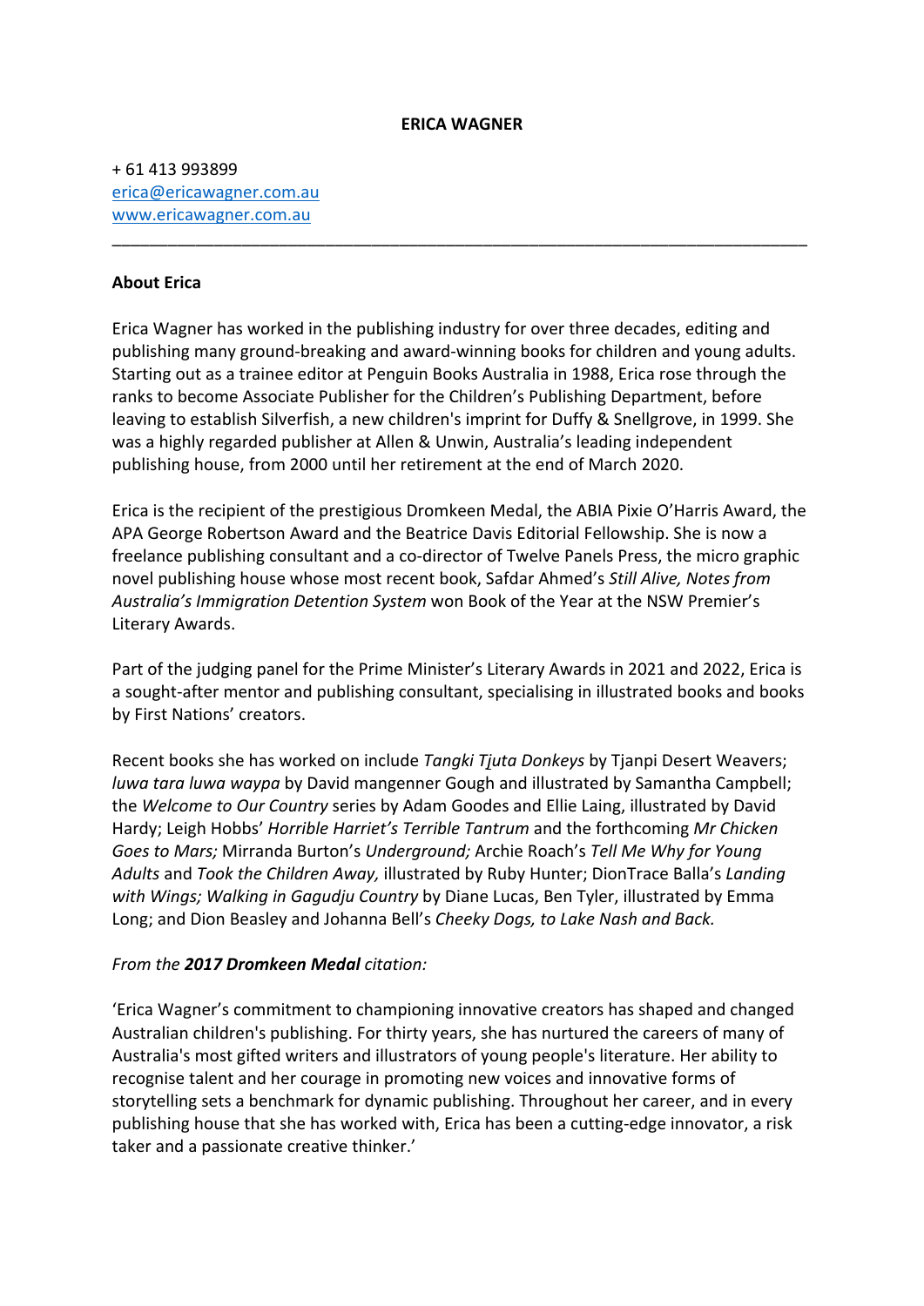**ERICA WAGNER**

+ 61 413 993899
[erica@ericawagner.com.au](mailto:erica@ericawagner.com.au)
[www.ericawagner.com.au](http://www.ericawagner.com.au)

---

**About Erica**

Erica Wagner has worked in the publishing industry for over three decades, editing and publishing many ground-breaking and award-winning books for children and young adults. Starting out as a trainee editor at Penguin Books Australia in 1988, Erica rose through the ranks to become Associate Publisher for the Children's Publishing Department, before leaving to establish Silverfish, a new children's imprint for Duffy & Snellgrove, in 1999. She was a highly regarded publisher at Allen & Unwin, Australia's leading independent publishing house, from 2000 until her retirement at the end of March 2020.

Erica is the recipient of the prestigious Dromkeen Medal, the ABIA Pixie O'Harris Award, the APA George Robertson Award and the Beatrice Davis Editorial Fellowship. She is now a freelance publishing consultant and a co-director of Twelve Panels Press, the micro graphic novel publishing house whose most recent book, Safdar Ahmed's *Still Alive, Notes from Australia's Immigration Detention System* won Book of the Year at the NSW Premier's Literary Awards.

Part of the judging panel for the Prime Minister's Literary Awards in 2021 and 2022, Erica is a sought-after mentor and publishing consultant, specialising in illustrated books and books by First Nations' creators.

Recent books she has worked on include *Tangki Tjuta Donkeys* by Tjanpi Desert Weavers; *luwa tara luwa waypa* by David mangenner Gough and illustrated by Samantha Campbell; the *Welcome to Our Country* series by Adam Goodes and Ellie Laing, illustrated by David Hardy; Leigh Hobbs' *Horrible Harriet's Terrible Tantrum* and the forthcoming *Mr Chicken Goes to Mars;* Mirranda Burton's *Underground;* Archie Roach's *Tell Me Why for Young Adults* and *Took the Children Away,* illustrated by Ruby Hunter; DionTrace Balla's *Landing with Wings; Walking in Gagudju Country* by Diane Lucas, Ben Tyler, illustrated by Emma Long; and Dion Beasley and Johanna Bell's *Cheeky Dogs, to Lake Nash and Back.*

*From the **2017 Dromkeen Medal** citation:*

'Erica Wagner's commitment to championing innovative creators has shaped and changed Australian children's publishing. For thirty years, she has nurtured the careers of many of Australia's most gifted writers and illustrators of young people's literature. Her ability to recognise talent and her courage in promoting new voices and innovative forms of storytelling sets a benchmark for dynamic publishing. Throughout her career, and in every publishing house that she has worked with, Erica has been a cutting-edge innovator, a risk taker and a passionate creative thinker.'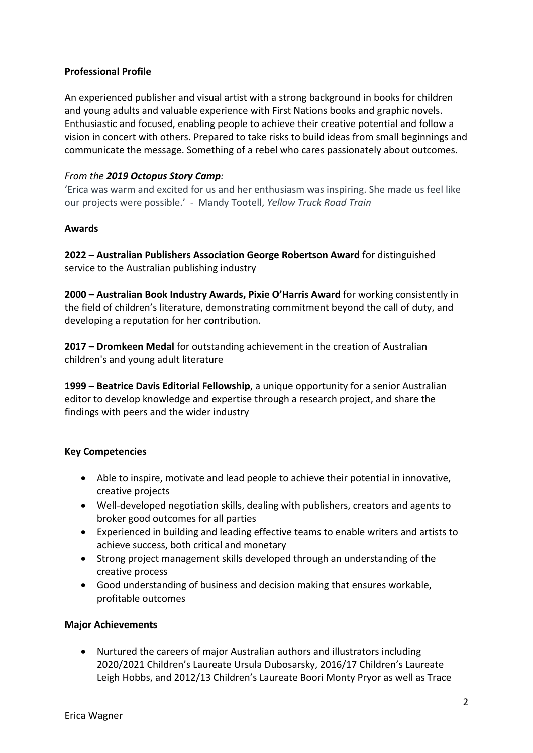**Professional Profile**

An experienced publisher and visual artist with a strong background in books for children and young adults and valuable experience with First Nations books and graphic novels. Enthusiastic and focused, enabling people to achieve their creative potential and follow a vision in concert with others. Prepared to take risks to build ideas from small beginnings and communicate the message. Something of a rebel who cares passionately about outcomes.

*From the **2019 Octopus Story Camp**:*

'Erica was warm and excited for us and her enthusiasm was inspiring. She made us feel like our projects were possible.' - Mandy Tootell, *Yellow Truck Road Train*

**Awards**

**2022 – Australian Publishers Association George Robertson Award** for distinguished service to the Australian publishing industry

**2000 – Australian Book Industry Awards, Pixie O'Harris Award** for working consistently in the field of children's literature, demonstrating commitment beyond the call of duty, and developing a reputation for her contribution.

**2017 – Dromkeen Medal** for outstanding achievement in the creation of Australian children's and young adult literature

**1999 – Beatrice Davis Editorial Fellowship**, a unique opportunity for a senior Australian editor to develop knowledge and expertise through a research project, and share the findings with peers and the wider industry

**Key Competencies**

- Able to inspire, motivate and lead people to achieve their potential in innovative, creative projects
- Well-developed negotiation skills, dealing with publishers, creators and agents to broker good outcomes for all parties
- Experienced in building and leading effective teams to enable writers and artists to achieve success, both critical and monetary
- Strong project management skills developed through an understanding of the creative process
- Good understanding of business and decision making that ensures workable, profitable outcomes

**Major Achievements**

- Nurtured the careers of major Australian authors and illustrators including 2020/2021 Children's Laureate Ursula Dubosarsky, 2016/17 Children's Laureate Leigh Hobbs, and 2012/13 Children's Laureate Boori Monty Pryor as well as Trace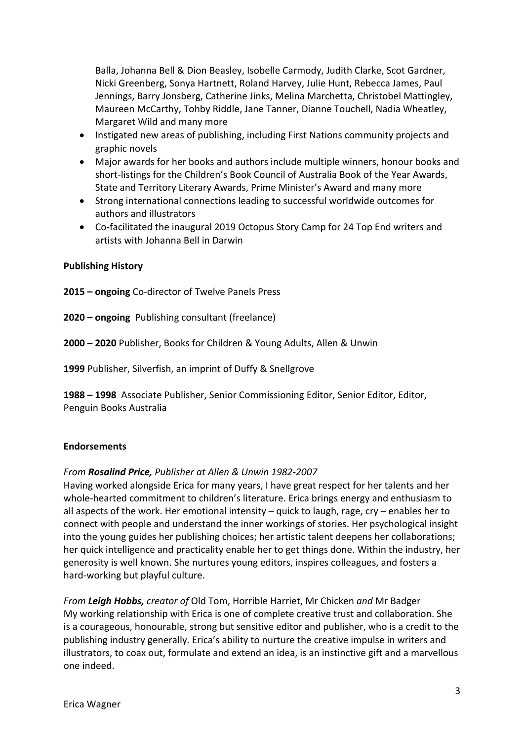Balla, Johanna Bell & Dion Beasley, Isobelle Carmody, Judith Clarke, Scot Gardner, Nicki Greenberg, Sonya Hartnett, Roland Harvey, Julie Hunt, Rebecca James, Paul Jennings, Barry Jonsberg, Catherine Jinks, Melina Marchetta, Christobel Mattingley, Maureen McCarthy, Tohby Riddle, Jane Tanner, Dianne Touchell, Nadia Wheatley, Margaret Wild and many more

- Instigated new areas of publishing, including First Nations community projects and graphic novels
- Major awards for her books and authors include multiple winners, honour books and short-listings for the Children's Book Council of Australia Book of the Year Awards, State and Territory Literary Awards, Prime Minister's Award and many more
- Strong international connections leading to successful worldwide outcomes for authors and illustrators
- Co-facilitated the inaugural 2019 Octopus Story Camp for 24 Top End writers and artists with Johanna Bell in Darwin

**Publishing History**

**2015 – ongoing** Co-director of Twelve Panels Press

**2020 – ongoing** Publishing consultant (freelance)

**2000 – 2020** Publisher, Books for Children & Young Adults, Allen & Unwin

**1999** Publisher, Silverfish, an imprint of Duffy & Snellgrove

**1988 – 1998** Associate Publisher, Senior Commissioning Editor, Senior Editor, Editor, Penguin Books Australia

**Endorsements**

*From **Rosalind Price,** Publisher at Allen & Unwin 1982-2007*
Having worked alongside Erica for many years, I have great respect for her talents and her whole-hearted commitment to children's literature. Erica brings energy and enthusiasm to all aspects of the work. Her emotional intensity – quick to laugh, rage, cry – enables her to connect with people and understand the inner workings of stories. Her psychological insight into the young guides her publishing choices; her artistic talent deepens her collaborations; her quick intelligence and practicality enable her to get things done. Within the industry, her generosity is well known. She nurtures young editors, inspires colleagues, and fosters a hard-working but playful culture.

*From **Leigh Hobbs,** creator of* Old Tom, Horrible Harriet, Mr Chicken *and* Mr Badger
My working relationship with Erica is one of complete creative trust and collaboration. She is a courageous, honourable, strong but sensitive editor and publisher, who is a credit to the publishing industry generally. Erica's ability to nurture the creative impulse in writers and illustrators, to coax out, formulate and extend an idea, is an instinctive gift and a marvellous one indeed.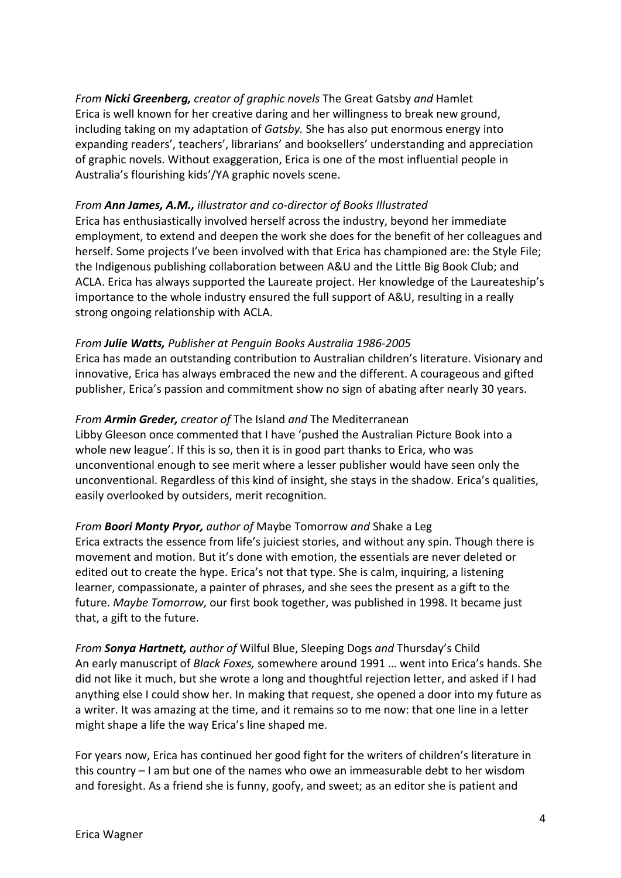*From **Nicki Greenberg,** creator of graphic novels* The Great Gatsby *and* Hamlet
Erica is well known for her creative daring and her willingness to break new ground, including taking on my adaptation of *Gatsby.* She has also put enormous energy into expanding readers', teachers', librarians' and booksellers' understanding and appreciation of graphic novels. Without exaggeration, Erica is one of the most influential people in Australia's flourishing kids'/YA graphic novels scene.

*From **Ann James, A.M.,** illustrator and co-director of Books Illustrated*
Erica has enthusiastically involved herself across the industry, beyond her immediate employment, to extend and deepen the work she does for the benefit of her colleagues and herself. Some projects I've been involved with that Erica has championed are: the Style File; the Indigenous publishing collaboration between A&U and the Little Big Book Club; and ACLA. Erica has always supported the Laureate project. Her knowledge of the Laureateship's importance to the whole industry ensured the full support of A&U, resulting in a really strong ongoing relationship with ACLA.

*From **Julie Watts,** Publisher at Penguin Books Australia 1986-2005*
Erica has made an outstanding contribution to Australian children's literature. Visionary and innovative, Erica has always embraced the new and the different. A courageous and gifted publisher, Erica's passion and commitment show no sign of abating after nearly 30 years.

*From **Armin Greder,** creator of* The Island *and* The Mediterranean
Libby Gleeson once commented that I have 'pushed the Australian Picture Book into a whole new league'. If this is so, then it is in good part thanks to Erica, who was unconventional enough to see merit where a lesser publisher would have seen only the unconventional. Regardless of this kind of insight, she stays in the shadow. Erica's qualities, easily overlooked by outsiders, merit recognition.

*From **Boori Monty Pryor,** author of* Maybe Tomorrow *and* Shake a Leg
Erica extracts the essence from life's juiciest stories, and without any spin. Though there is movement and motion. But it's done with emotion, the essentials are never deleted or edited out to create the hype. Erica's not that type. She is calm, inquiring, a listening learner, compassionate, a painter of phrases, and she sees the present as a gift to the future. *Maybe Tomorrow,* our first book together, was published in 1998. It became just that, a gift to the future.

*From **Sonya Hartnett,** author of* Wilful Blue, Sleeping Dogs *and* Thursday's Child
An early manuscript of *Black Foxes,* somewhere around 1991 … went into Erica's hands. She did not like it much, but she wrote a long and thoughtful rejection letter, and asked if I had anything else I could show her. In making that request, she opened a door into my future as a writer. It was amazing at the time, and it remains so to me now: that one line in a letter might shape a life the way Erica's line shaped me.

For years now, Erica has continued her good fight for the writers of children's literature in this country – I am but one of the names who owe an immeasurable debt to her wisdom and foresight. As a friend she is funny, goofy, and sweet; as an editor she is patient and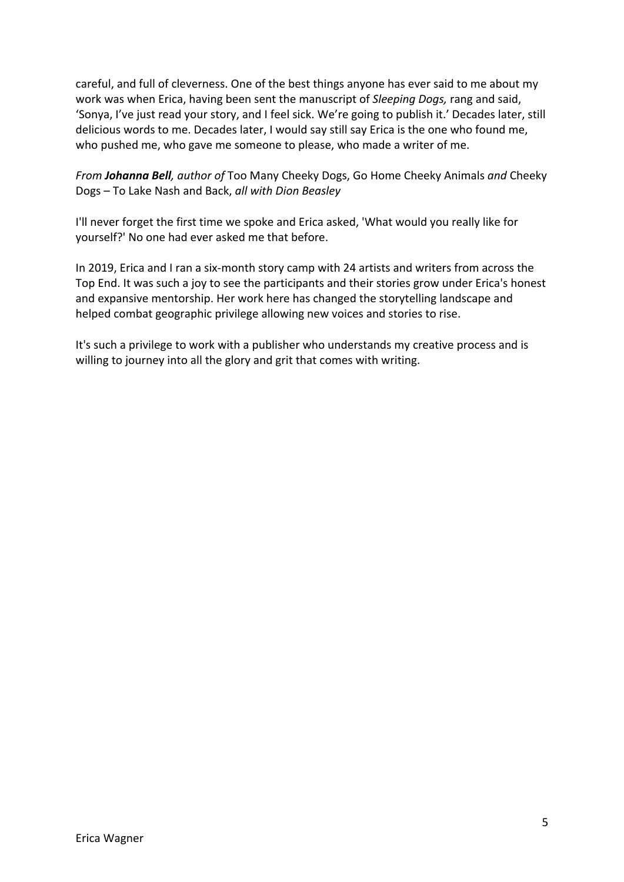careful, and full of cleverness. One of the best things anyone has ever said to me about my work was when Erica, having been sent the manuscript of *Sleeping Dogs,* rang and said, 'Sonya, I've just read your story, and I feel sick. We're going to publish it.' Decades later, still delicious words to me. Decades later, I would say still say Erica is the one who found me, who pushed me, who gave me someone to please, who made a writer of me.

*From **Johanna Bell**, author of* Too Many Cheeky Dogs, Go Home Cheeky Animals *and* Cheeky Dogs – To Lake Nash and Back, *all with Dion Beasley*

I'll never forget the first time we spoke and Erica asked, 'What would you really like for yourself?' No one had ever asked me that before.

In 2019, Erica and I ran a six-month story camp with 24 artists and writers from across the Top End. It was such a joy to see the participants and their stories grow under Erica's honest and expansive mentorship. Her work here has changed the storytelling landscape and helped combat geographic privilege allowing new voices and stories to rise.

It's such a privilege to work with a publisher who understands my creative process and is willing to journey into all the glory and grit that comes with writing.